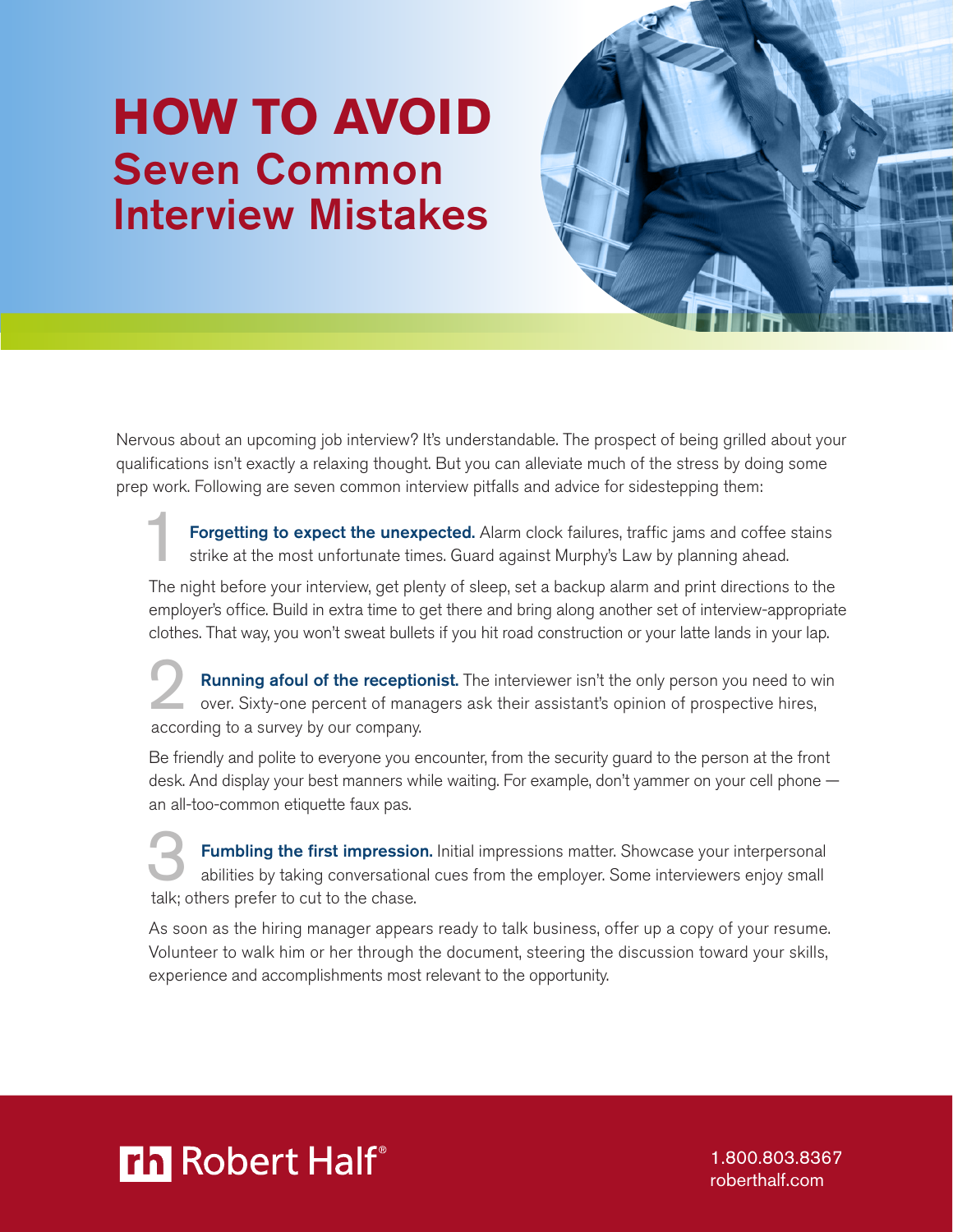# HOW TO AVOID
## Seven Common Interview Mistakes

Nervous about an upcoming job interview? It's understandable. The prospect of being grilled about your qualifications isn't exactly a relaxing thought. But you can alleviate much of the stress by doing some prep work. Following are seven common interview pitfalls and advice for sidestepping them:

1. **Forgetting to expect the unexpected.** Alarm clock failures, traffic jams and coffee stains strike at the most unfortunate times. Guard against Murphy's Law by planning ahead.

   The night before your interview, get plenty of sleep, set a backup alarm and print directions to the employer's office. Build in extra time to get there and bring along another set of interview-appropriate clothes. That way, you won't sweat bullets if you hit road construction or your latte lands in your lap.

2. **Running afoul of the receptionist.** The interviewer isn't the only person you need to win over. Sixty-one percent of managers ask their assistant's opinion of prospective hires, according to a survey by our company.

   Be friendly and polite to everyone you encounter, from the security guard to the person at the front desk. And display your best manners while waiting. For example, don't yammer on your cell phone — an all-too-common etiquette faux pas.

3. **Fumbling the first impression.** Initial impressions matter. Showcase your interpersonal abilities by taking conversational cues from the employer. Some interviewers enjoy small talk; others prefer to cut to the chase.

   As soon as the hiring manager appears ready to talk business, offer up a copy of your resume. Volunteer to walk him or her through the document, steering the discussion toward your skills, experience and accomplishments most relevant to the opportunity.

Robert Half®

1.800.803.8367
roberthalf.com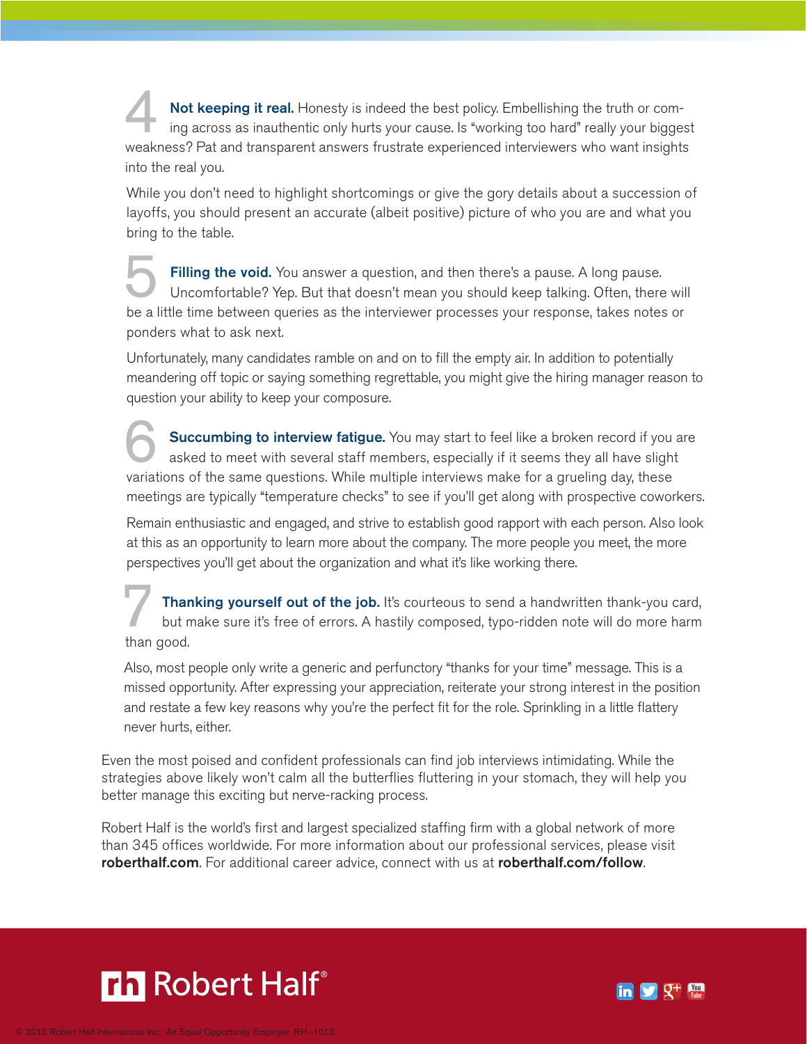**4 Not keeping it real.** Honesty is indeed the best policy. Embellishing the truth or coming across as inauthentic only hurts your cause. Is "working too hard" really your biggest weakness? Pat and transparent answers frustrate experienced interviewers who want insights into the real you.

While you don't need to highlight shortcomings or give the gory details about a succession of layoffs, you should present an accurate (albeit positive) picture of who you are and what you bring to the table.

**5 Filling the void.** You answer a question, and then there's a pause. A long pause. Uncomfortable? Yep. But that doesn't mean you should keep talking. Often, there will be a little time between queries as the interviewer processes your response, takes notes or ponders what to ask next.

Unfortunately, many candidates ramble on and on to fill the empty air. In addition to potentially meandering off topic or saying something regrettable, you might give the hiring manager reason to question your ability to keep your composure.

**6 Succumbing to interview fatigue.** You may start to feel like a broken record if you are asked to meet with several staff members, especially if it seems they all have slight variations of the same questions. While multiple interviews make for a grueling day, these meetings are typically "temperature checks" to see if you'll get along with prospective coworkers.

Remain enthusiastic and engaged, and strive to establish good rapport with each person. Also look at this as an opportunity to learn more about the company. The more people you meet, the more perspectives you'll get about the organization and what it's like working there.

**7 Thanking yourself out of the job.** It's courteous to send a handwritten thank-you card, but make sure it's free of errors. A hastily composed, typo-ridden note will do more harm than good.

Also, most people only write a generic and perfunctory "thanks for your time" message. This is a missed opportunity. After expressing your appreciation, reiterate your strong interest in the position and restate a few key reasons why you're the perfect fit for the role. Sprinkling in a little flattery never hurts, either.

Even the most poised and confident professionals can find job interviews intimidating. While the strategies above likely won't calm all the butterflies fluttering in your stomach, they will help you better manage this exciting but nerve-racking process.

Robert Half is the world's first and largest specialized staffing firm with a global network of more than 345 offices worldwide. For more information about our professional services, please visit **roberthalf.com**. For additional career advice, connect with us at **roberthalf.com/follow**.

Robert Half®

© 2013 Robert Half International Inc. An Equal Opportunity Employer. RH-1013